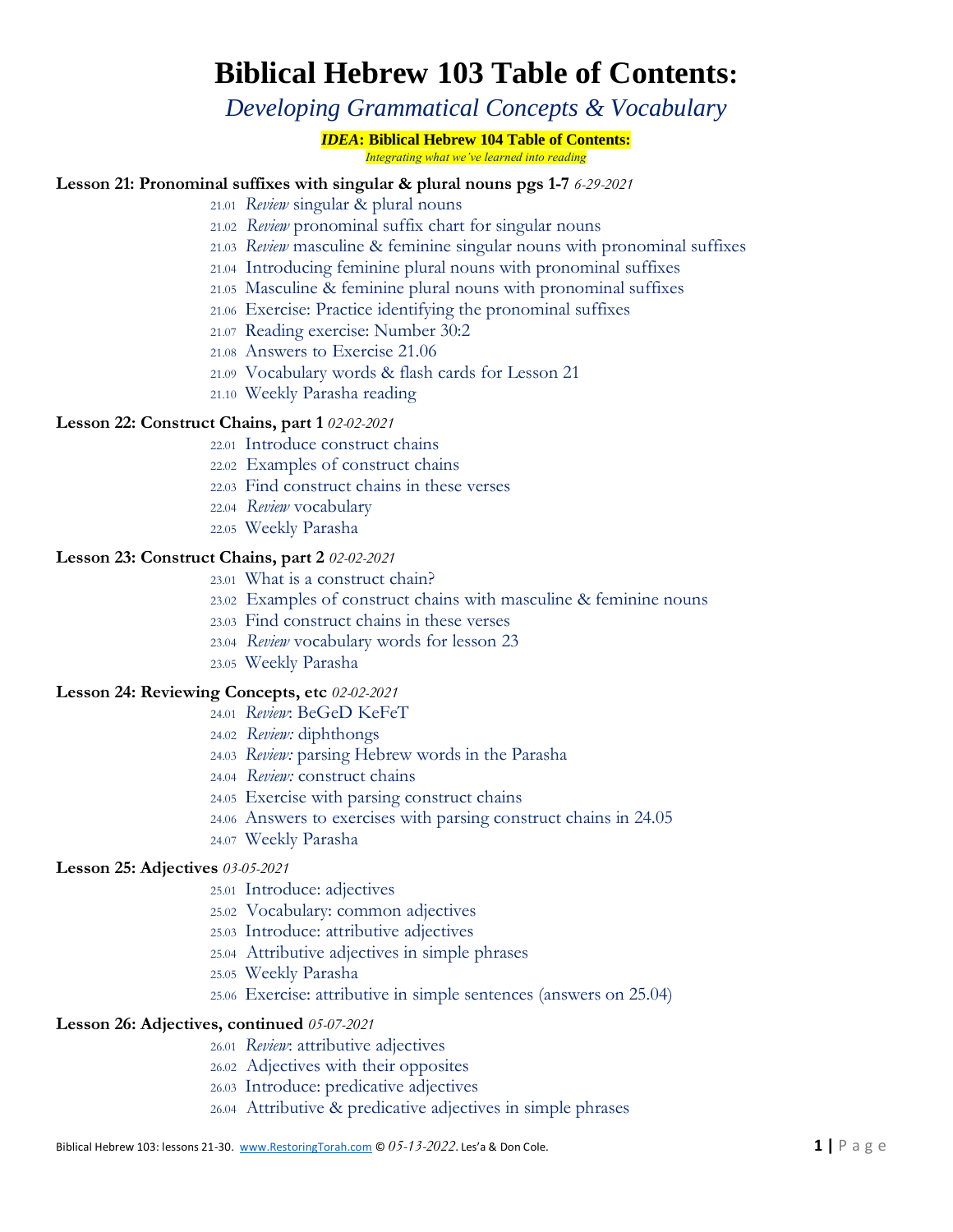# Biblical Hebrew 103 Table of Contents:

*Developing Grammatical Concepts & Vocabulary*

***IDEA*: Biblical Hebrew 104 Table of Contents:**

*Integrating what we've learned into reading*

**Lesson 21: Pronominal suffixes with singular & plural nouns pgs 1-7** *6-29-2021*

- 21.01 *Review* singular & plural nouns
- 21.02 *Review* pronominal suffix chart for singular nouns
- 21.03 *Review* masculine & feminine singular nouns with pronominal suffixes
- 21.04 Introducing feminine plural nouns with pronominal suffixes
- 21.05 Masculine & feminine plural nouns with pronominal suffixes
- 21.06 Exercise: Practice identifying the pronominal suffixes
- 21.07 Reading exercise: Number 30:2
- 21.08 Answers to Exercise 21.06
- 21.09 Vocabulary words & flash cards for Lesson 21
- 21.10 Weekly Parasha reading

**Lesson 22: Construct Chains, part 1** *02-02-2021*

- 22.01 Introduce construct chains
- 22.02 Examples of construct chains
- 22.03 Find construct chains in these verses
- 22.04 *Review* vocabulary
- 22.05 Weekly Parasha

**Lesson 23: Construct Chains, part 2** *02-02-2021*

- 23.01 What is a construct chain?
- 23.02 Examples of construct chains with masculine & feminine nouns
- 23.03 Find construct chains in these verses
- 23.04 *Review* vocabulary words for lesson 23
- 23.05 Weekly Parasha

**Lesson 24: Reviewing Concepts, etc** *02-02-2021*

- 24.01 *Review*: BeGeD KeFeT
- 24.02 *Review:* diphthongs
- 24.03 *Review:* parsing Hebrew words in the Parasha
- 24.04 *Review:* construct chains
- 24.05 Exercise with parsing construct chains
- 24.06 Answers to exercises with parsing construct chains in 24.05
- 24.07 Weekly Parasha

**Lesson 25: Adjectives** *03-05-2021*

- 25.01 Introduce: adjectives
- 25.02 Vocabulary: common adjectives
- 25.03 Introduce: attributive adjectives
- 25.04 Attributive adjectives in simple phrases
- 25.05 Weekly Parasha
- 25.06 Exercise: attributive in simple sentences (answers on 25.04)

**Lesson 26: Adjectives, continued** *05-07-2021*

- 26.01 *Review*: attributive adjectives
- 26.02 Adjectives with their opposites
- 26.03 Introduce: predicative adjectives
- 26.04 Attributive & predicative adjectives in simple phrases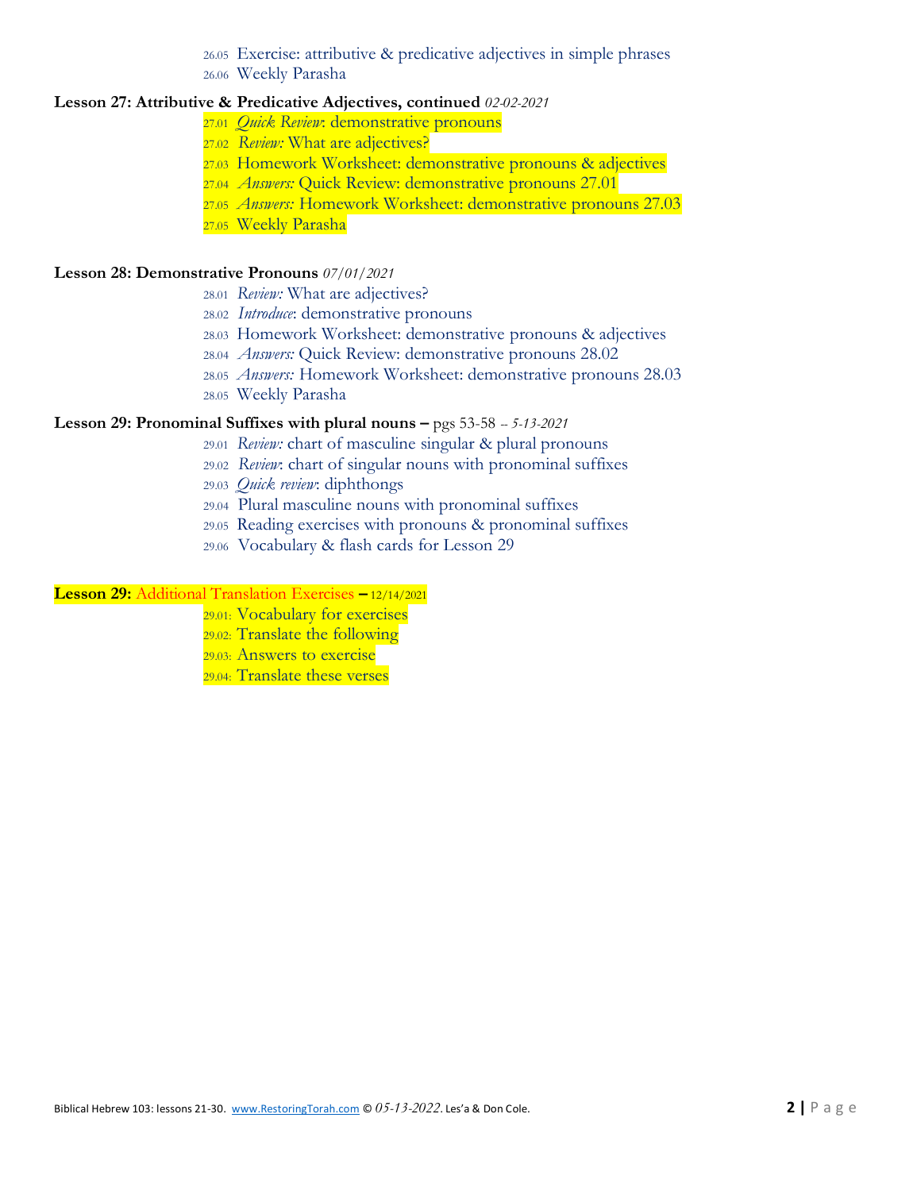26.05 Exercise: attributive & predicative adjectives in simple phrases
26.06 Weekly Parasha

**Lesson 27: Attributive & Predicative Adjectives, continued** *02-02-2021*

27.01 *Quick Review*: demonstrative pronouns
27.02 *Review:* What are adjectives?
27.03 Homework Worksheet: demonstrative pronouns & adjectives
27.04 *Answers:* Quick Review: demonstrative pronouns 27.01
27.05 *Answers:* Homework Worksheet: demonstrative pronouns 27.03
27.05 Weekly Parasha

**Lesson 28: Demonstrative Pronouns** *07/01/2021*

28.01 *Review:* What are adjectives?
28.02 *Introduce*: demonstrative pronouns
28.03 Homework Worksheet: demonstrative pronouns & adjectives
28.04 *Answers:* Quick Review: demonstrative pronouns 28.02
28.05 *Answers:* Homework Worksheet: demonstrative pronouns 28.03
28.05 Weekly Parasha

**Lesson 29: Pronominal Suffixes with plural nouns –** pgs 53-58 -- *5-13-2021*

29.01 *Review:* chart of masculine singular & plural pronouns
29.02 *Review*: chart of singular nouns with pronominal suffixes
29.03 *Quick review*: diphthongs
29.04 Plural masculine nouns with pronominal suffixes
29.05 Reading exercises with pronouns & pronominal suffixes
29.06 Vocabulary & flash cards for Lesson 29

**Lesson 29:** Additional Translation Exercises **–** 12/14/2021

29.01: Vocabulary for exercises
29.02: Translate the following
29.03: Answers to exercise
29.04: Translate these verses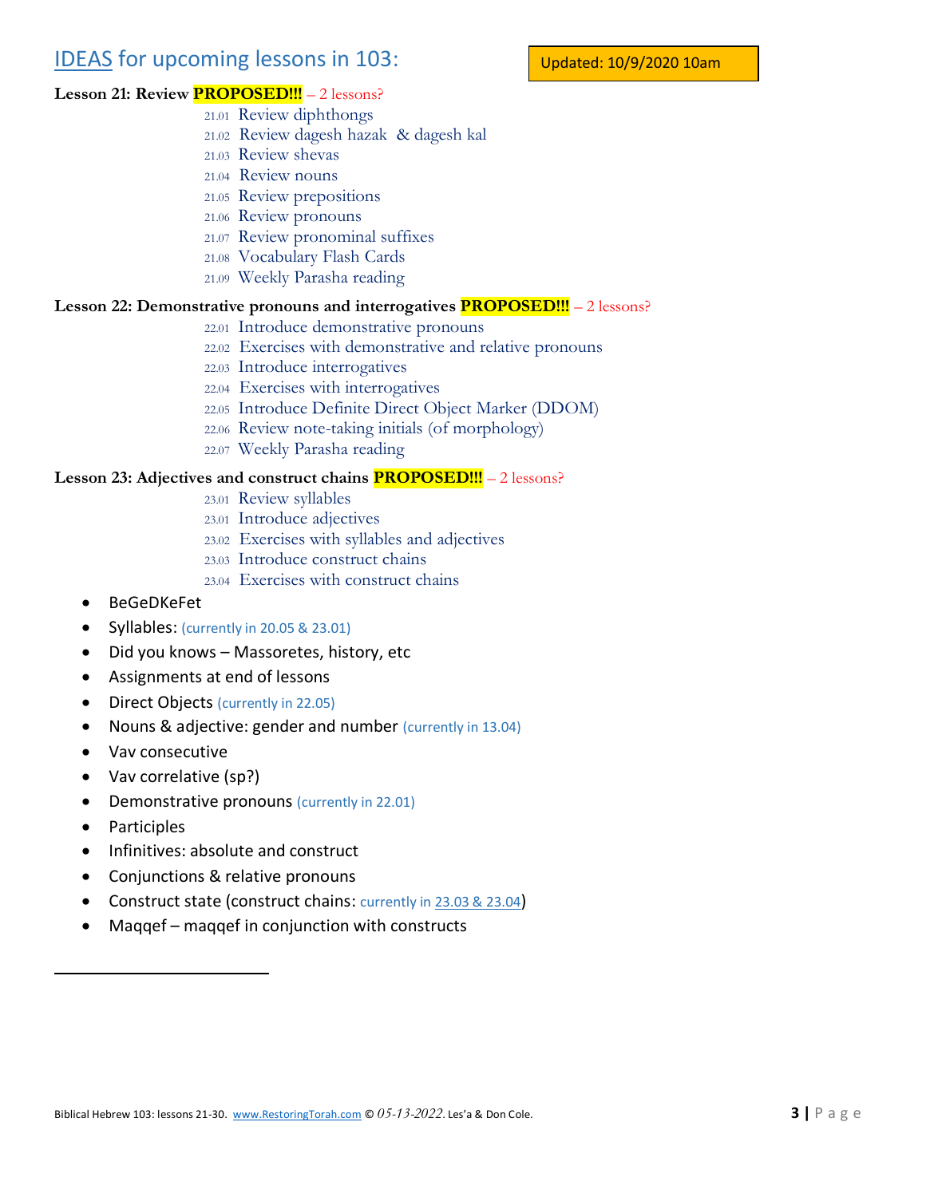## IDEAS for upcoming lessons in 103:

Updated: 10/9/2020 10am

**Lesson 21: Review PROPOSED!!!** – 2 lessons?

- 21.01 Review diphthongs
- 21.02 Review dagesh hazak & dagesh kal
- 21.03 Review shevas
- 21.04 Review nouns
- 21.05 Review prepositions
- 21.06 Review pronouns
- 21.07 Review pronominal suffixes
- 21.08 Vocabulary Flash Cards
- 21.09 Weekly Parasha reading

**Lesson 22: Demonstrative pronouns and interrogatives PROPOSED!!!** – 2 lessons?

- 22.01 Introduce demonstrative pronouns
- 22.02 Exercises with demonstrative and relative pronouns
- 22.03 Introduce interrogatives
- 22.04 Exercises with interrogatives
- 22.05 Introduce Definite Direct Object Marker (DDOM)
- 22.06 Review note-taking initials (of morphology)
- 22.07 Weekly Parasha reading

**Lesson 23: Adjectives and construct chains PROPOSED!!!** – 2 lessons?

- 23.01 Review syllables
- 23.01 Introduce adjectives
- 23.02 Exercises with syllables and adjectives
- 23.03 Introduce construct chains
- 23.04 Exercises with construct chains

- BeGeDKeFet
- Syllables: (currently in 20.05 & 23.01)
- Did you knows – Massoretes, history, etc
- Assignments at end of lessons
- Direct Objects (currently in 22.05)
- Nouns & adjective: gender and number (currently in 13.04)
- Vav consecutive
- Vav correlative (sp?)
- Demonstrative pronouns (currently in 22.01)
- Participles
- Infinitives: absolute and construct
- Conjunctions & relative pronouns
- Construct state (construct chains: currently in 23.03 & 23.04)
- Maqqef – maqqef in conjunction with constructs